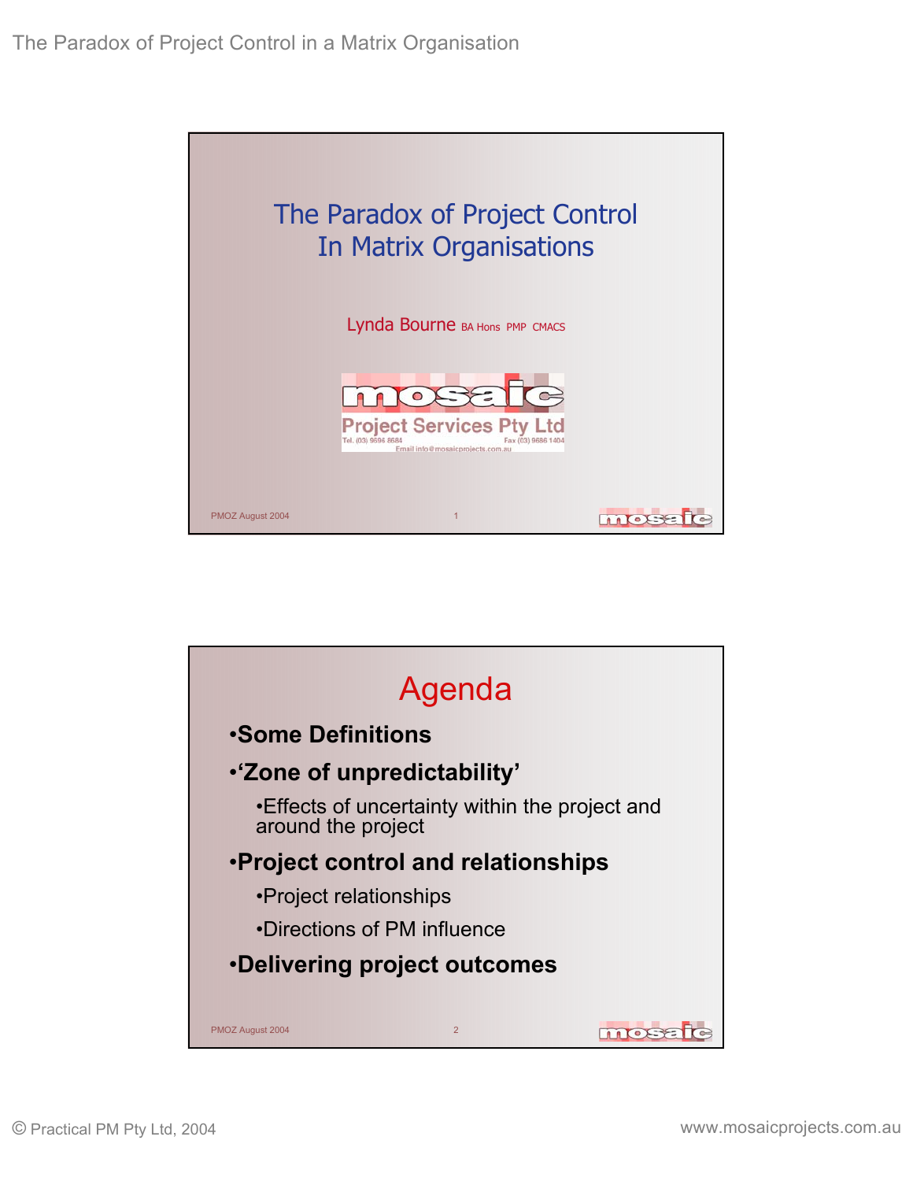# The Paradox of Project Control In Matrix Organisations

Lynda Bourne BA Hons PMP CMACS

mosaic
Project Services Pty Ltd
Tel. (03) 9696 8684 Fax (03) 9686 1404
Email info@mosaicprojects.com.au

PMOZ August 2004

## Agenda

- **Some Definitions**
- **'Zone of unpredictability'**
  - Effects of uncertainty within the project and around the project
- **Project control and relationships**
  - Project relationships
  - Directions of PM influence
- **Delivering project outcomes**

PMOZ August 2004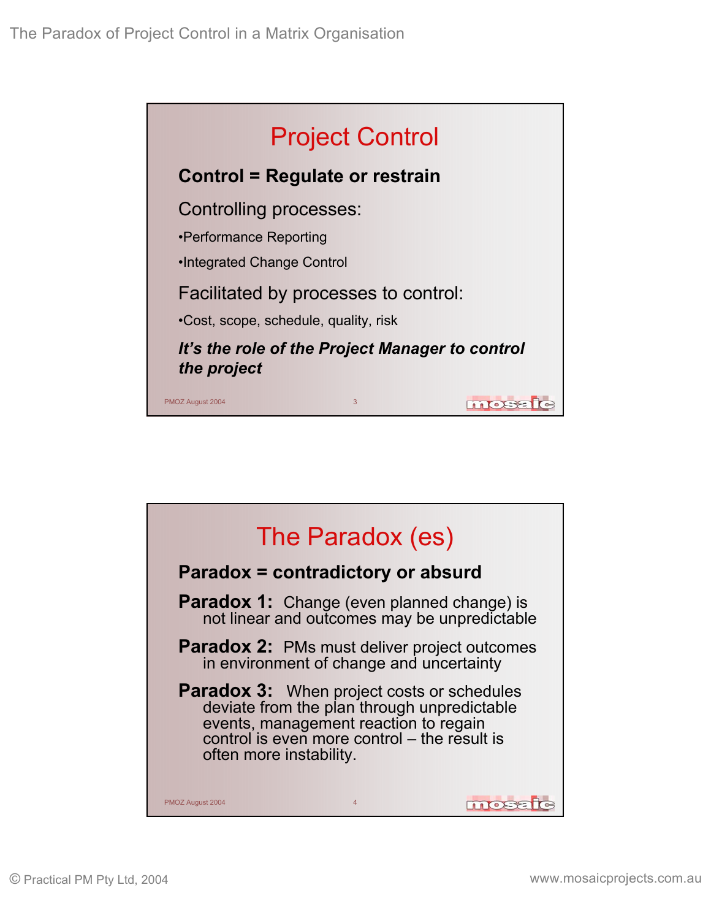## Project Control

**Control = Regulate or restrain**

Controlling processes:

- Performance Reporting
- Integrated Change Control

Facilitated by processes to control:

- Cost, scope, schedule, quality, risk

***It's the role of the Project Manager to control the project***

## The Paradox (es)

**Paradox = contradictory or absurd**

**Paradox 1:** Change (even planned change) is not linear and outcomes may be unpredictable

**Paradox 2:** PMs must deliver project outcomes in environment of change and uncertainty

**Paradox 3:** When project costs or schedules deviate from the plan through unpredictable events, management reaction to regain control is even more control – the result is often more instability.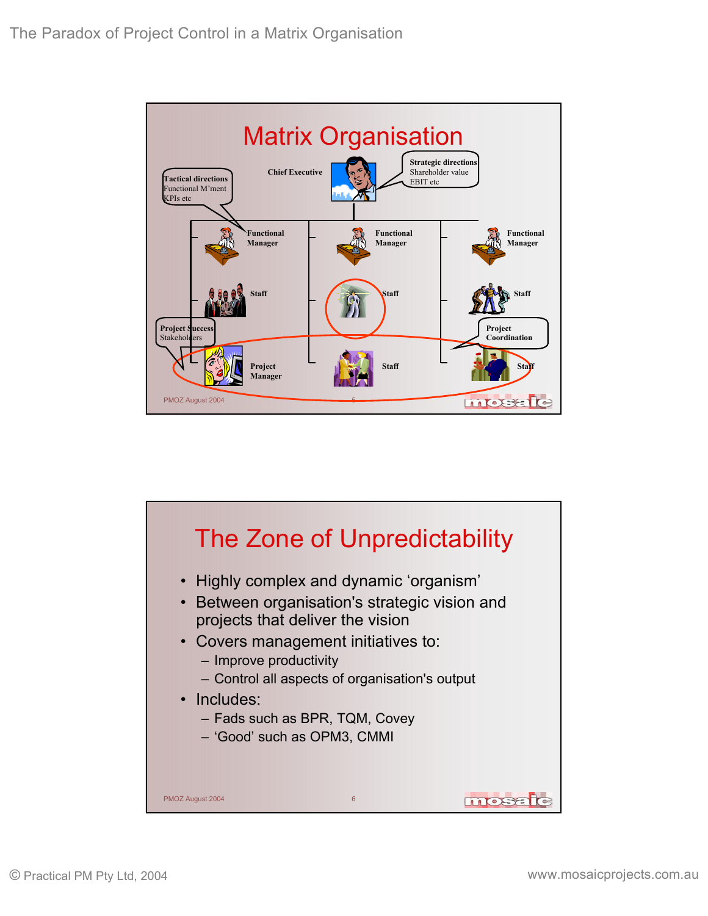## Matrix Organisation

Chief Executive

Strategic directions
Shareholder value
EBIT etc

Tactical directions
Functional M'ment
KPIs etc

Functional Manager

Functional Manager

Functional Manager

Staff

Staff

Staff

Project Success
Stakeholders

Project Coordination

Project Manager

Staff

Staff

PMOZ August 2004

## The Zone of Unpredictability

- Highly complex and dynamic 'organism'
- Between organisation's strategic vision and projects that deliver the vision
- Covers management initiatives to:
  - Improve productivity
  - Control all aspects of organisation's output
- Includes:
  - Fads such as BPR, TQM, Covey
  - 'Good' such as OPM3, CMMI

PMOZ August 2004

© Practical PM Pty Ltd, 2004

www.mosaicprojects.com.au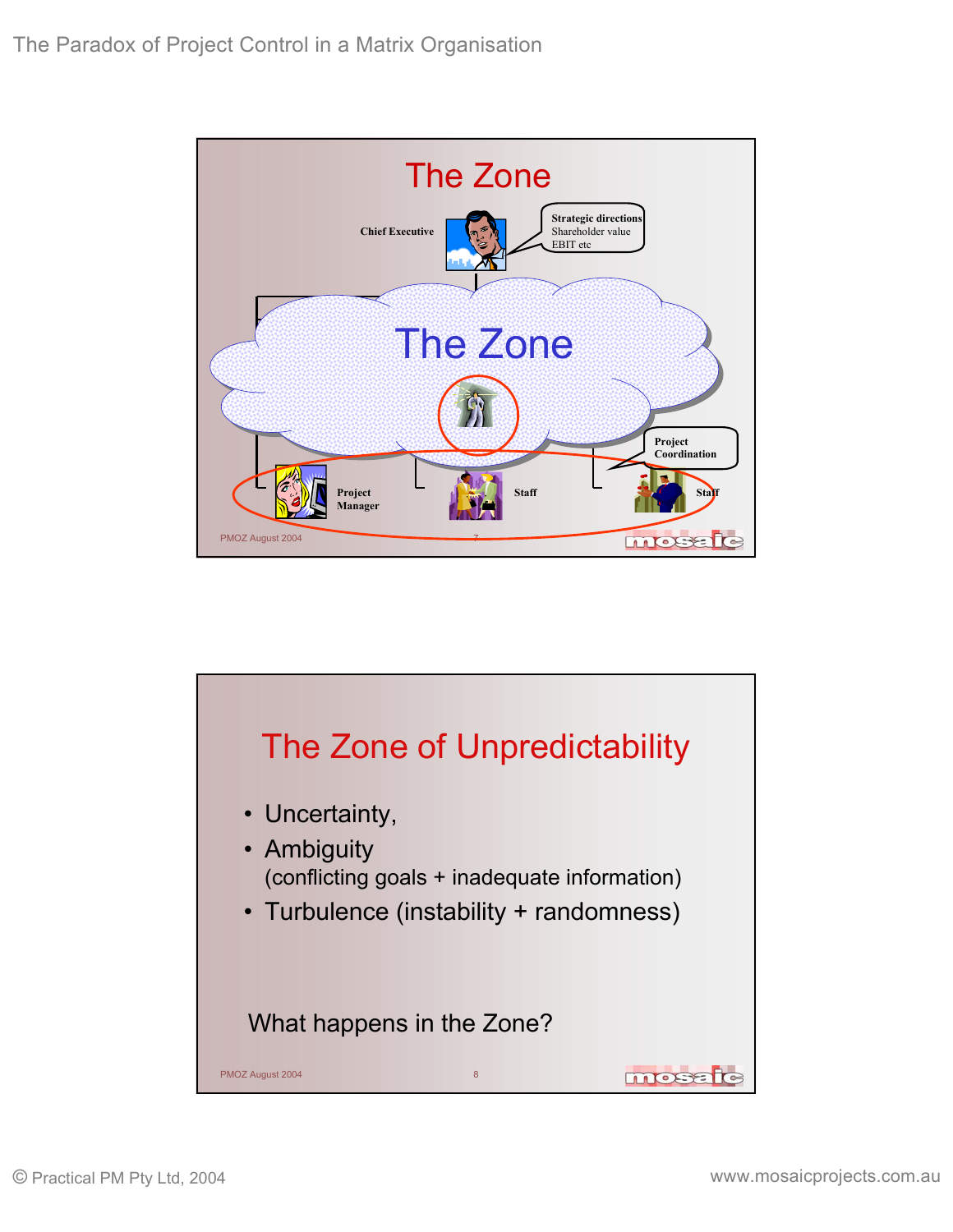## The Zone

Chief Executive

Strategic directions
Shareholder value
EBIT etc

The Zone

Project Coordination

Project Manager

Staff

Staff

## The Zone of Unpredictability

- Uncertainty,
- Ambiguity
  (conflicting goals + inadequate information)
- Turbulence (instability + randomness)

What happens in the Zone?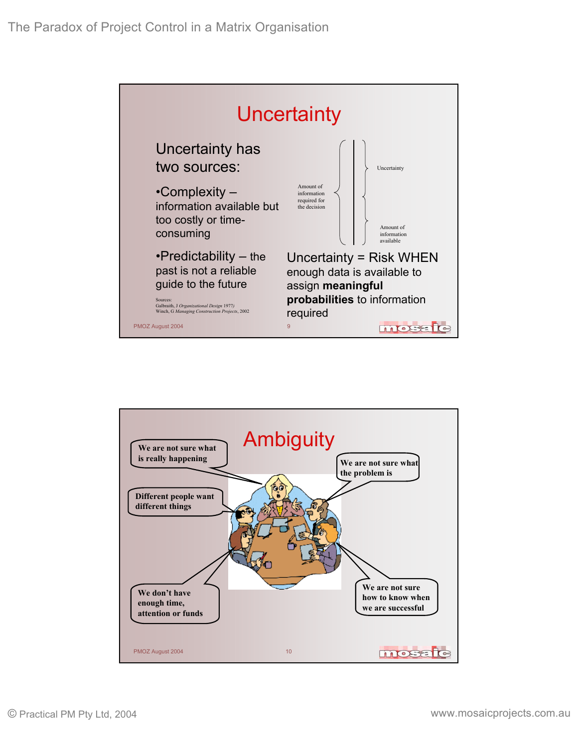## Uncertainty

Uncertainty has two sources:

- Complexity – information available but too costly or time-consuming
- Predictability – the past is not a reliable guide to the future

Sources:
Galbraith, J *Organizational Design* 1977)
Winch, G *Managing Construction Projects*, 2002

Amount of information required for the decision

Uncertainty

Amount of information available

Uncertainty = Risk WHEN enough data is available to assign **meaningful probabilities** to information required

PMOZ August 2004

## Ambiguity

We are not sure what is really happening

We are not sure what the problem is

Different people want different things

We don't have enough time, attention or funds

We are not sure how to know when we are successful

PMOZ August 2004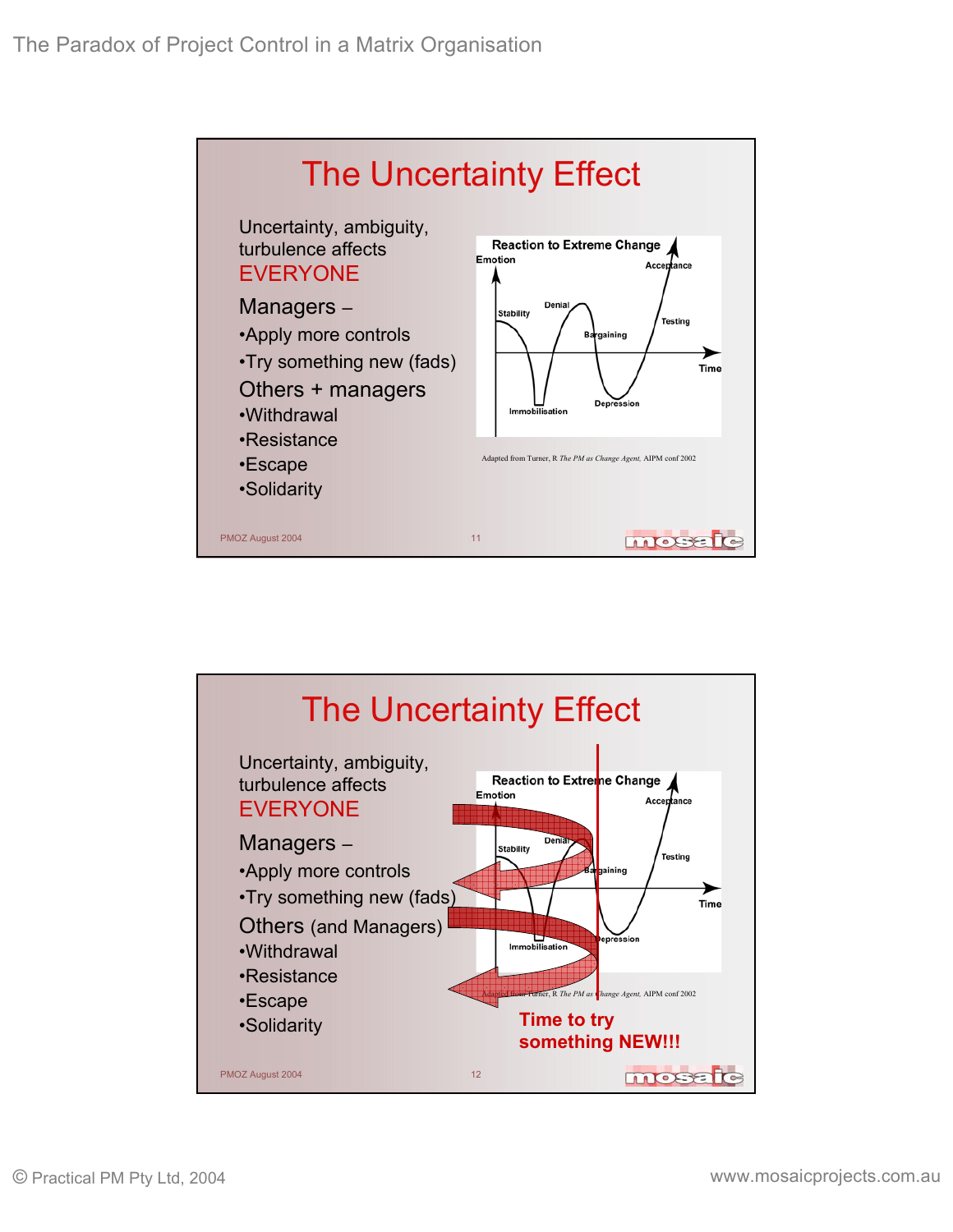## The Uncertainty Effect

Uncertainty, ambiguity, turbulence affects EVERYONE

Managers –

- Apply more controls
- Try something new (fads)

Others + managers

- Withdrawal
- Resistance
- Escape
- Solidarity

Reaction to Extreme Change

Emotion — Stability, Denial, Immobilisation, Bargaining, Depression, Testing, Acceptance — Time

Adapted from Turner, R *The PM as Change Agent,* AIPM conf 2002

PMOZ August 2004

## The Uncertainty Effect

Uncertainty, ambiguity, turbulence affects EVERYONE

Managers –

- Apply more controls
- Try something new (fads)

Others (and Managers)

- Withdrawal
- Resistance
- Escape
- Solidarity

Reaction to Extreme Change

Emotion — Stability, Denial, Immobilisation, Bargaining, Depression, Testing, Acceptance — Time

Adapted from Turner, R *The PM as Change Agent,* AIPM conf 2002

**Time to try something NEW!!!**

PMOZ August 2004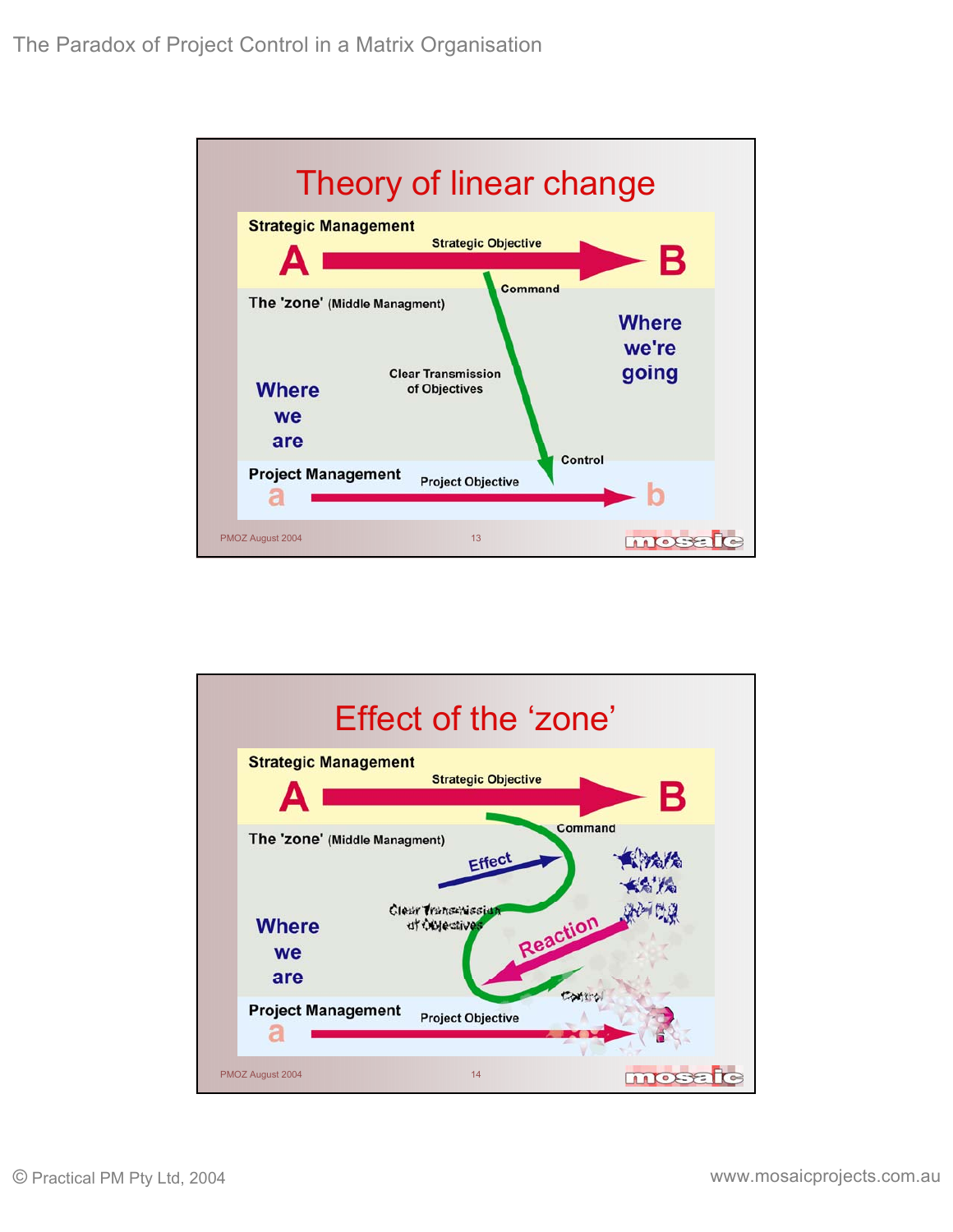## Theory of linear change

**Strategic Management**

A → Strategic Objective → B

Command

The 'zone' (Middle Managment)

Where we are

Clear Transmission of Objectives

Where we're going

Control

**Project Management**

a → Project Objective → b

PMOZ August 2004

## Effect of the 'zone'

**Strategic Management**

A → Strategic Objective → B

Command

The 'zone' (Middle Managment)

Effect

Where we are

Clear Transmission of Objectives

Reaction

Control

**Project Management**

a → Project Objective → ?

PMOZ August 2004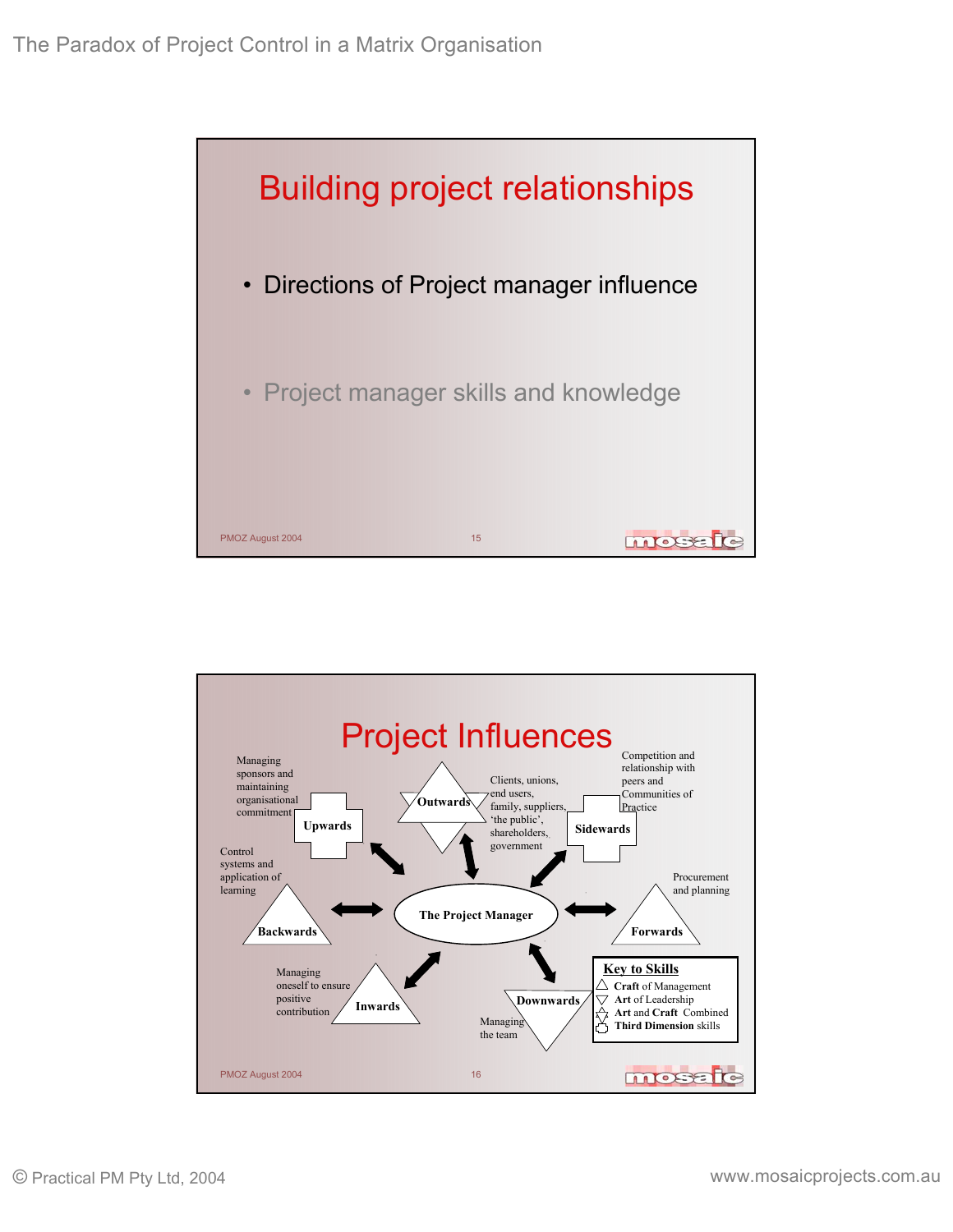## Building project relationships

- Directions of Project manager influence
- Project manager skills and knowledge

## Project Influences

**The Project Manager**

- **Upwards** – Managing sponsors and maintaining organisational commitment
- **Outwards** – Clients, unions, end users, family, suppliers, 'the public', shareholders, government
- **Sidewards** – Competition and relationship with peers and Communities of Practice
- **Backwards** – Control systems and application of learning
- **Forwards** – Procurement and planning
- **Inwards** – Managing oneself to ensure positive contribution
- **Downwards** – Managing the team

**Key to Skills**

- △ **Craft** of Management
- ▽ **Art** of Leadership
- **Art** and **Craft** Combined
- **Third Dimension** skills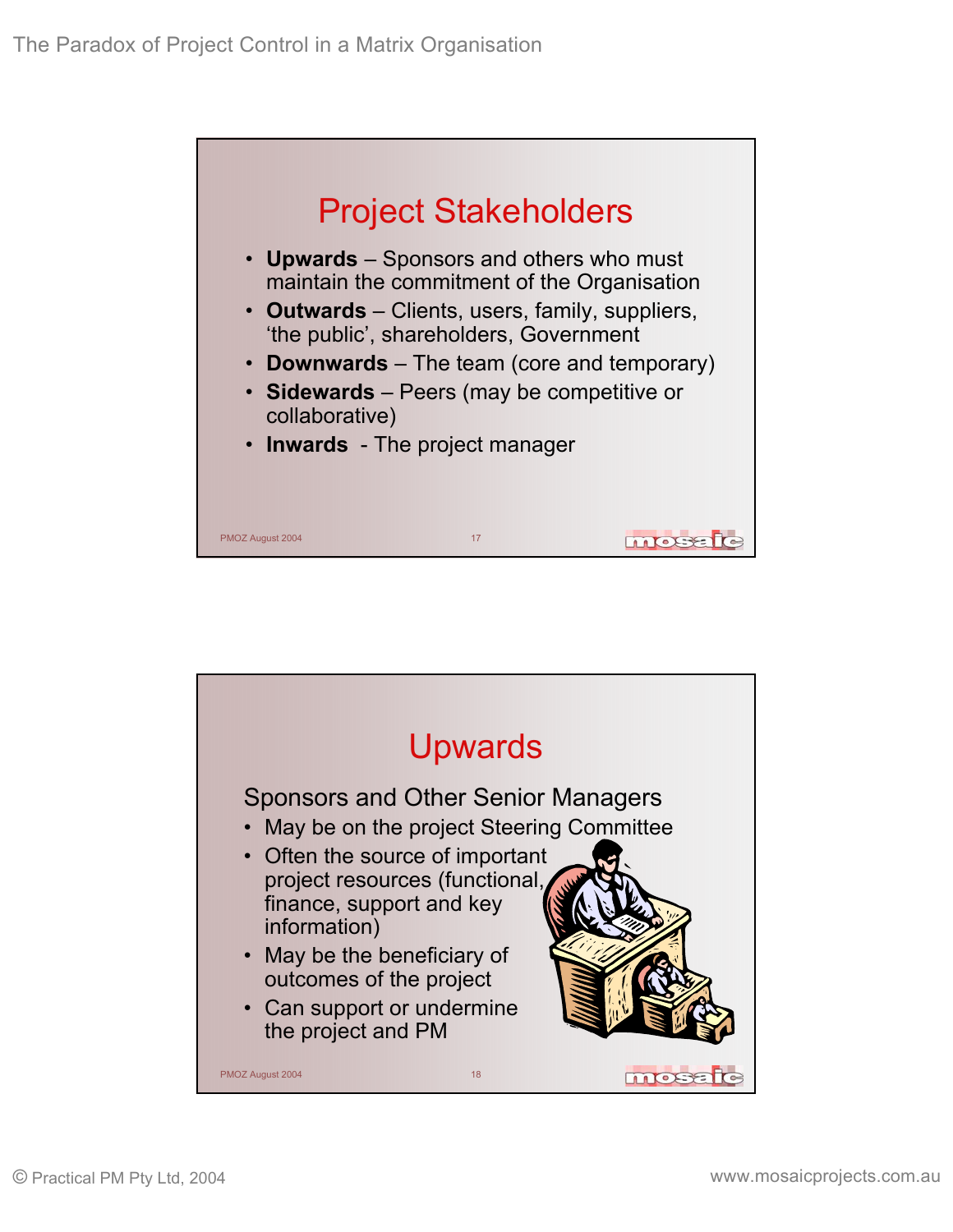## Project Stakeholders

- **Upwards** – Sponsors and others who must maintain the commitment of the Organisation
- **Outwards** – Clients, users, family, suppliers, 'the public', shareholders, Government
- **Downwards** – The team (core and temporary)
- **Sidewards** – Peers (may be competitive or collaborative)
- **Inwards** - The project manager

## Upwards

Sponsors and Other Senior Managers

- May be on the project Steering Committee
- Often the source of important project resources (functional, finance, support and key information)
- May be the beneficiary of outcomes of the project
- Can support or undermine the project and PM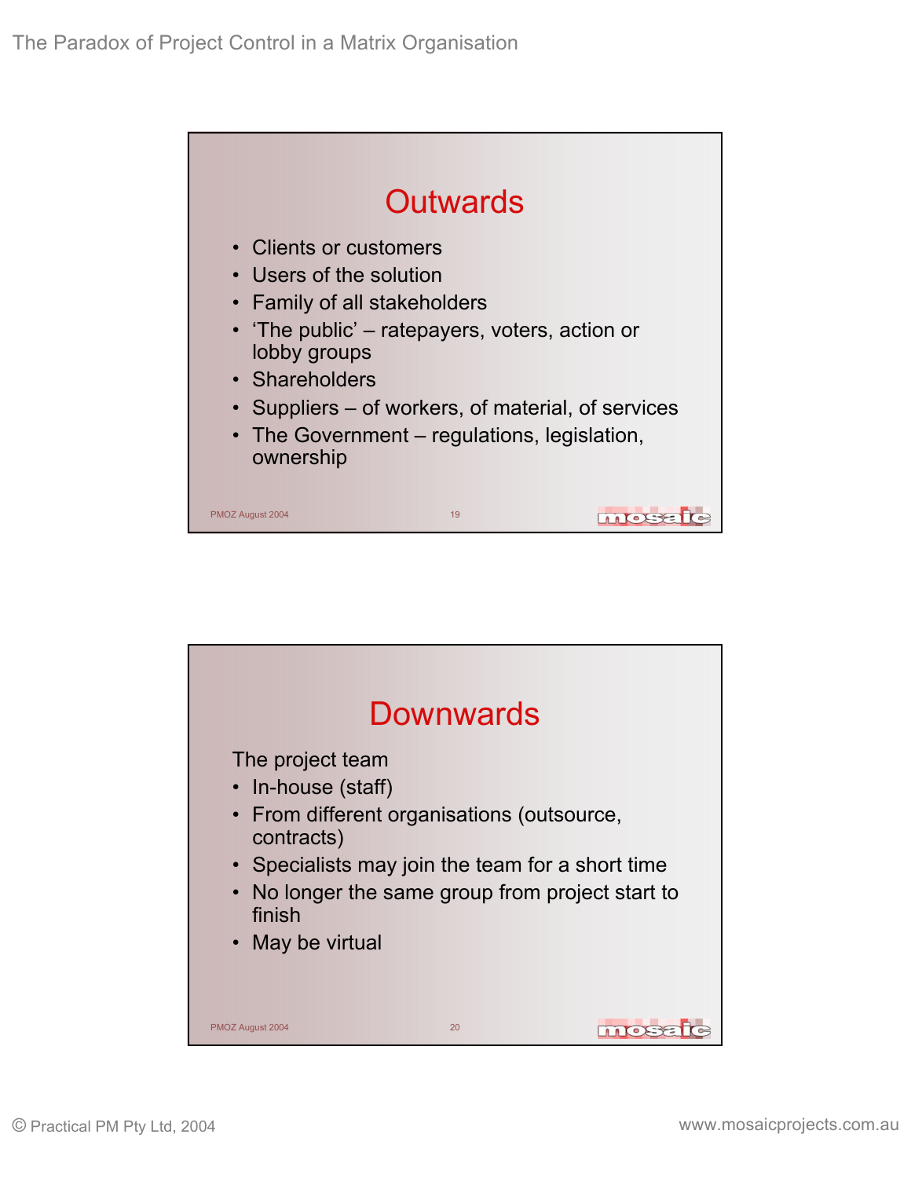## Outwards

- Clients or customers
- Users of the solution
- Family of all stakeholders
- 'The public' – ratepayers, voters, action or lobby groups
- Shareholders
- Suppliers – of workers, of material, of services
- The Government – regulations, legislation, ownership

## Downwards

The project team

- In-house (staff)
- From different organisations (outsource, contracts)
- Specialists may join the team for a short time
- No longer the same group from project start to finish
- May be virtual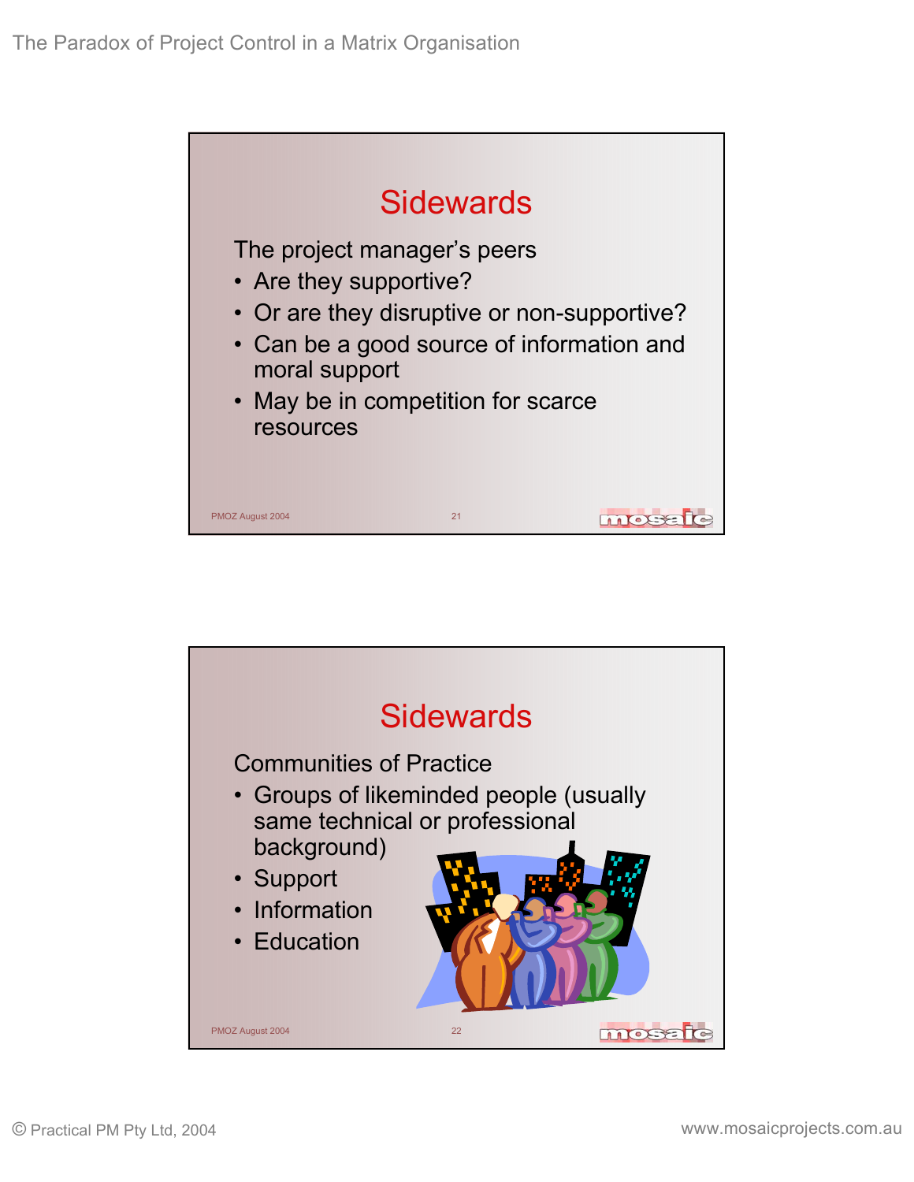## Sidewards

The project manager's peers

- Are they supportive?
- Or are they disruptive or non-supportive?
- Can be a good source of information and moral support
- May be in competition for scarce resources

## Sidewards

Communities of Practice

- Groups of likeminded people (usually same technical or professional background)
- Support
- Information
- Education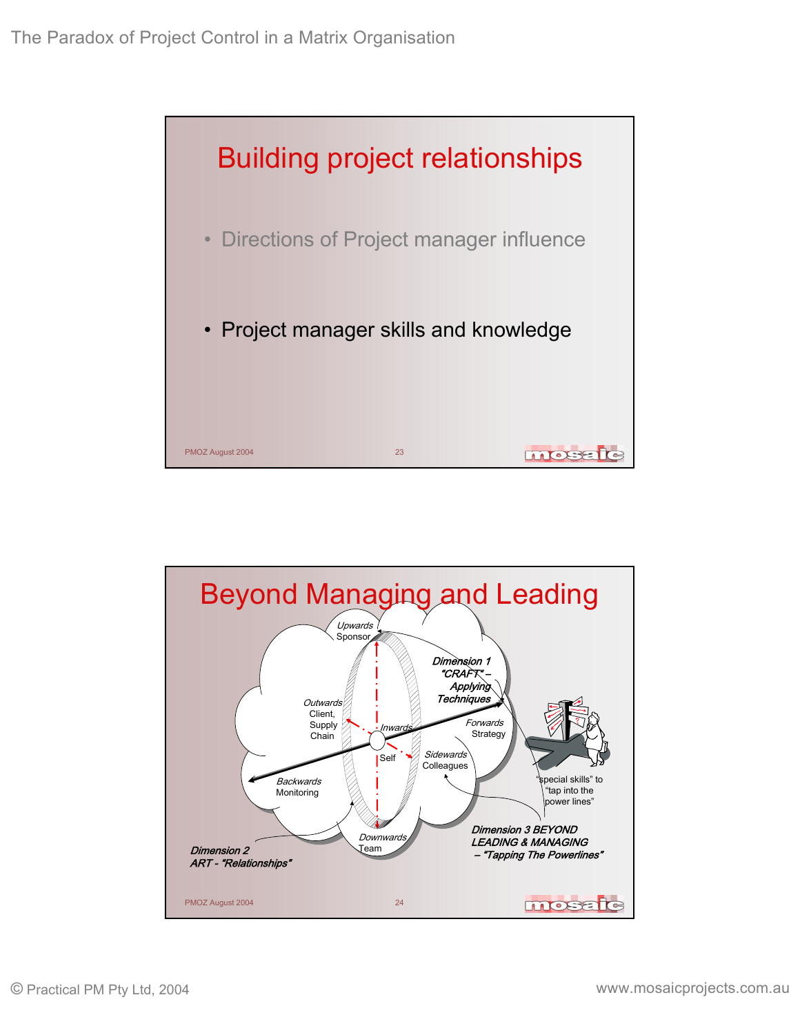## Building project relationships

- Directions of Project manager influence
- Project manager skills and knowledge

## Beyond Managing and Leading

*Upwards*
Sponsor

*Dimension 1*
*"CRAFT" – Applying Techniques*

*Outwards*
Client, Supply Chain

*Inwards*

*Forwards*
Strategy

Self

*Sidewards*
Colleagues

*Backwards*
Monitoring

"special skills" to "tap into the power lines"

*Downwards*
Team

***Dimension 3 BEYOND LEADING & MANAGING – "Tapping The Powerlines"***

***Dimension 2 ART - "Relationships"***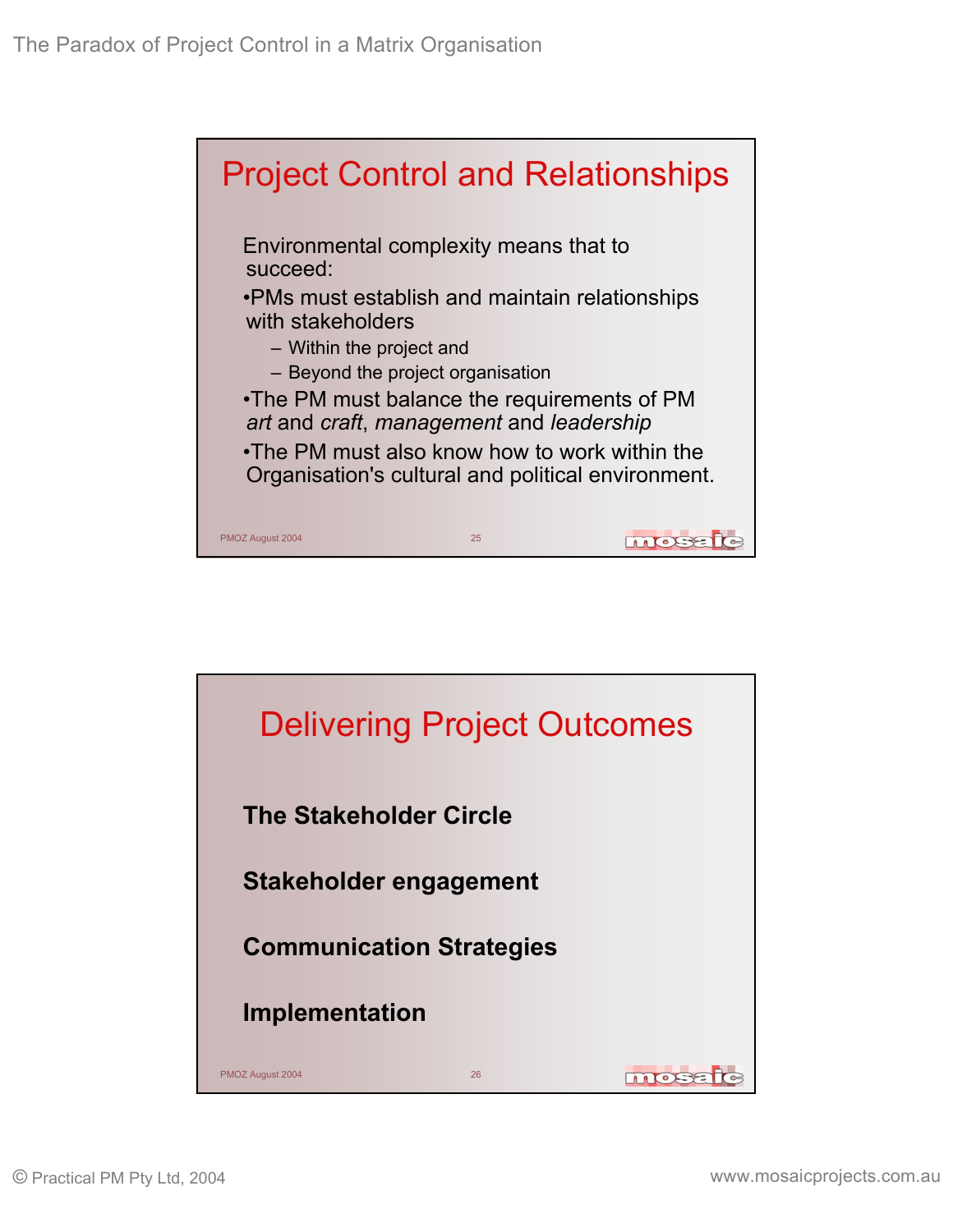## Project Control and Relationships

Environmental complexity means that to succeed:

- PMs must establish and maintain relationships with stakeholders
  - Within the project and
  - Beyond the project organisation
- The PM must balance the requirements of PM *art* and *craft*, *management* and *leadership*
- The PM must also know how to work within the Organisation's cultural and political environment.

PMOZ August 2004

## Delivering Project Outcomes

**The Stakeholder Circle**

**Stakeholder engagement**

**Communication Strategies**

**Implementation**

PMOZ August 2004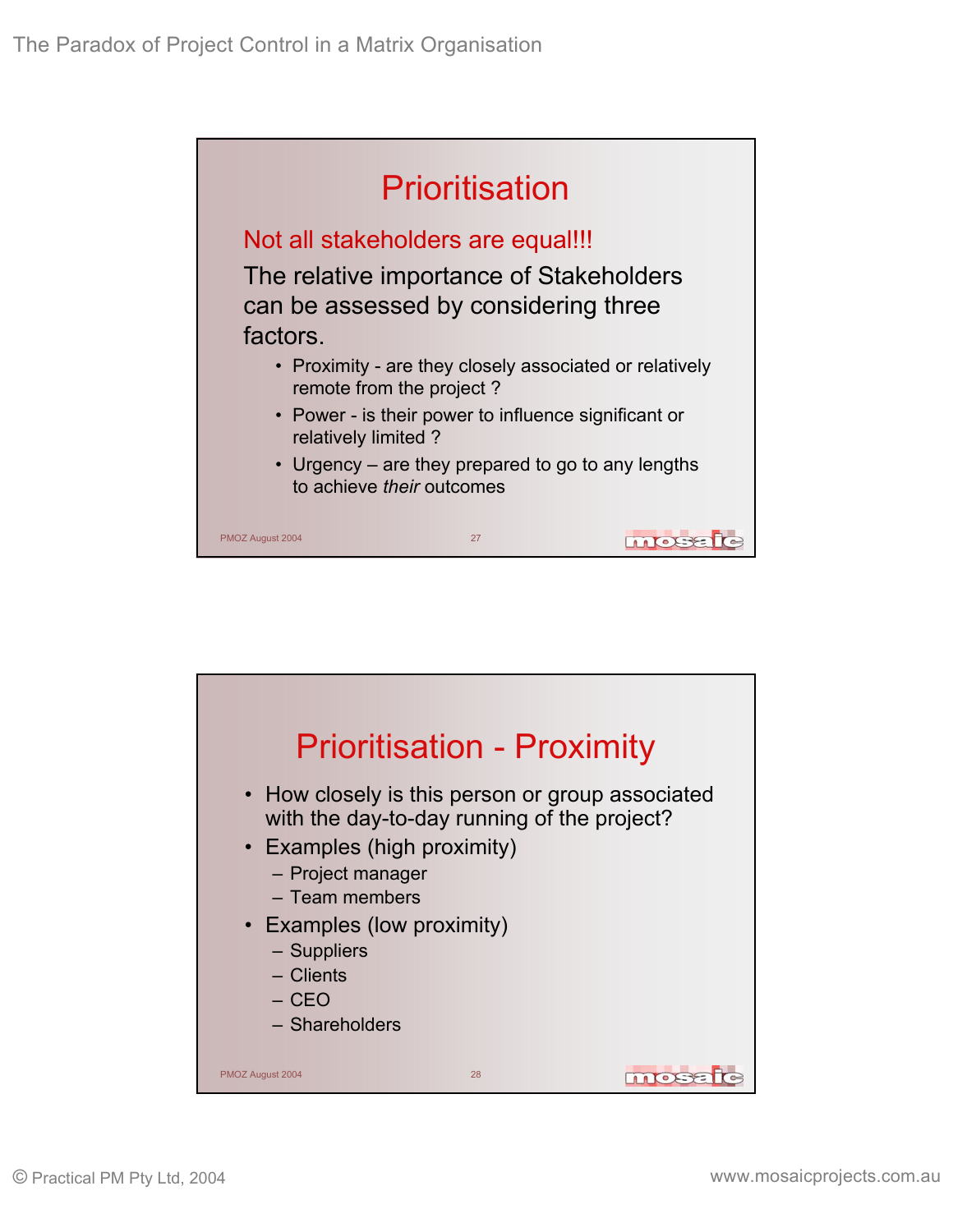## Prioritisation

Not all stakeholders are equal!!!

The relative importance of Stakeholders can be assessed by considering three factors.

- Proximity - are they closely associated or relatively remote from the project ?
- Power - is their power to influence significant or relatively limited ?
- Urgency – are they prepared to go to any lengths to achieve *their* outcomes

## Prioritisation - Proximity

- How closely is this person or group associated with the day-to-day running of the project?
- Examples (high proximity)
  - Project manager
  - Team members
- Examples (low proximity)
  - Suppliers
  - Clients
  - CEO
  - Shareholders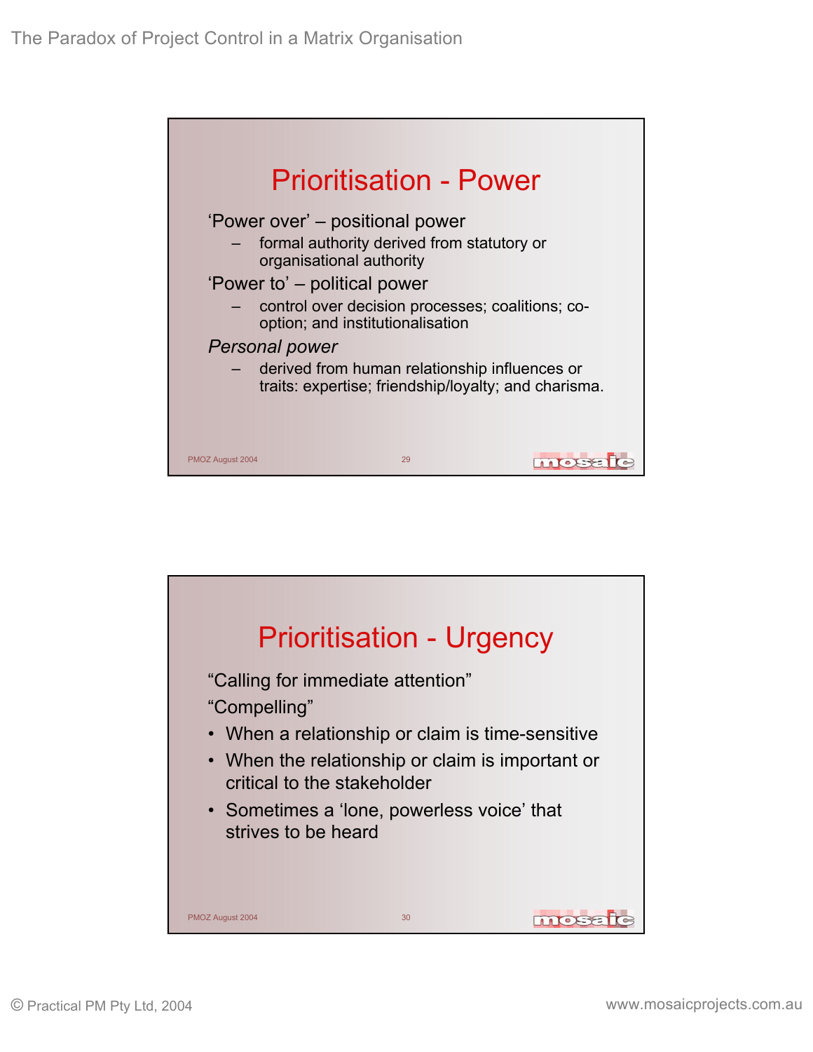## Prioritisation - Power

'Power over' – positional power

- formal authority derived from statutory or organisational authority

'Power to' – political power

- control over decision processes; coalitions; co-option; and institutionalisation

*Personal power*

- derived from human relationship influences or traits: expertise; friendship/loyalty; and charisma.

## Prioritisation - Urgency

"Calling for immediate attention"

"Compelling"

- When a relationship or claim is time-sensitive
- When the relationship or claim is important or critical to the stakeholder
- Sometimes a 'lone, powerless voice' that strives to be heard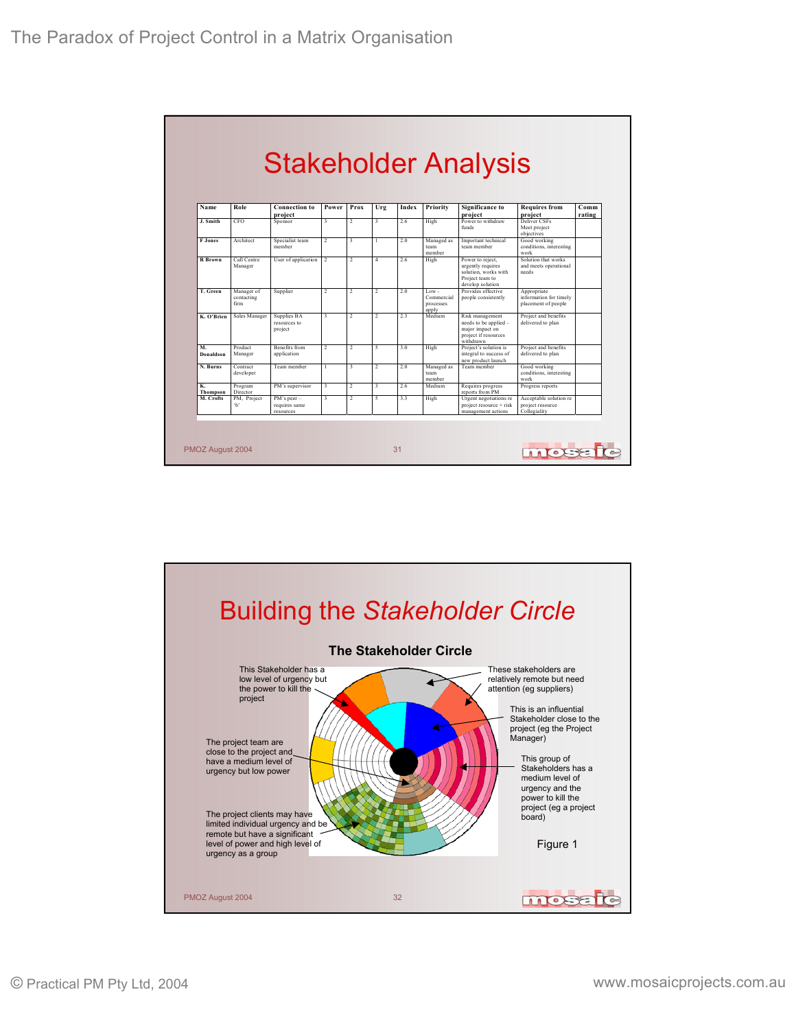## Stakeholder Analysis

| Name | Role | Connection to project | Power | Prox | Urg | Index | Priority | Significance to project | Requires from project | Comm rating |
|---|---|---|---|---|---|---|---|---|---|---|
| J. Smith | CFO | Sponsor | 3 | 2 | 3 | 2.6 | High | Power to withdraw funds | Deliver CSFs Meet project objectives | |
| F Jones | Architect | Specialist team member | 2 | 3 | 1 | 2.0 | Managed as team member | Important technical team member | Good working conditions, interesting work | |
| R Brown | Call Centre Manager | User of application | 2 | 2 | 4 | 2.6 | High | Power to reject, urgently requires solution, works with Project team to develop solution | Solution that works and meets operational needs | |
| T. Green | Manager of contacting firm | Supplier | 2 | 2 | 2 | 2.0 | Low - Commercial processes apply | Provides effective people consistently | Appropriate information for timely placement of people | |
| K. O'Brien | Sales Manager | Supplies BA resources to project | 3 | 2 | 2 | 2.3 | Medium | Risk management needs to be applied – major impact on project if resources withdrawn | Project and benefits delivered to plan | |
| M. Donaldson | Product Manager | Benefits from application | 2 | 2 | 5 | 3.0 | High | Project's solution is integral to success of new product launch | Project and benefits delivered to plan | |
| N. Burns | Contract developer | Team member | 1 | 3 | 2 | 2.0 | Managed as team member | Team member | Good working conditions, interesting work | |
| K. Thompson | Program Director | PM's supervisor | 3 | 2 | 3 | 2.6 | Medium | Requires progress reports from PM | Progress reports | |
| M. Crofts | PM, Project 'b' | PM's peer – requires same resources | 3 | 2 | 5 | 3.3 | High | Urgent negotiations re project resource + risk management actions | Acceptable solution re project resource Collegiality | |

## Building the *Stakeholder Circle*

**The Stakeholder Circle**

- This Stakeholder has a low level of urgency but the power to kill the project
- These stakeholders are relatively remote but need attention (eg suppliers)
- This is an influential Stakeholder close to the project (eg the Project Manager)
- The project team are close to the project and have a medium level of urgency but low power
- This group of Stakeholders has a medium level of urgency and the power to kill the project (eg a project board)
- The project clients may have limited individual urgency and be remote but have a significant level of power and high level of urgency as a group

Figure 1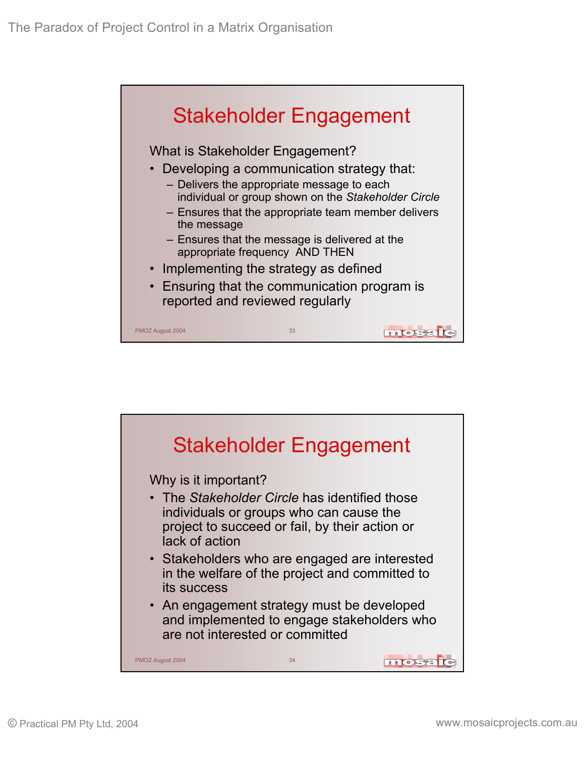## Stakeholder Engagement

What is Stakeholder Engagement?

- Developing a communication strategy that:
  - Delivers the appropriate message to each individual or group shown on the *Stakeholder Circle*
  - Ensures that the appropriate team member delivers the message
  - Ensures that the message is delivered at the appropriate frequency AND THEN
- Implementing the strategy as defined
- Ensuring that the communication program is reported and reviewed regularly

## Stakeholder Engagement

Why is it important?

- The *Stakeholder Circle* has identified those individuals or groups who can cause the project to succeed or fail, by their action or lack of action
- Stakeholders who are engaged are interested in the welfare of the project and committed to its success
- An engagement strategy must be developed and implemented to engage stakeholders who are not interested or committed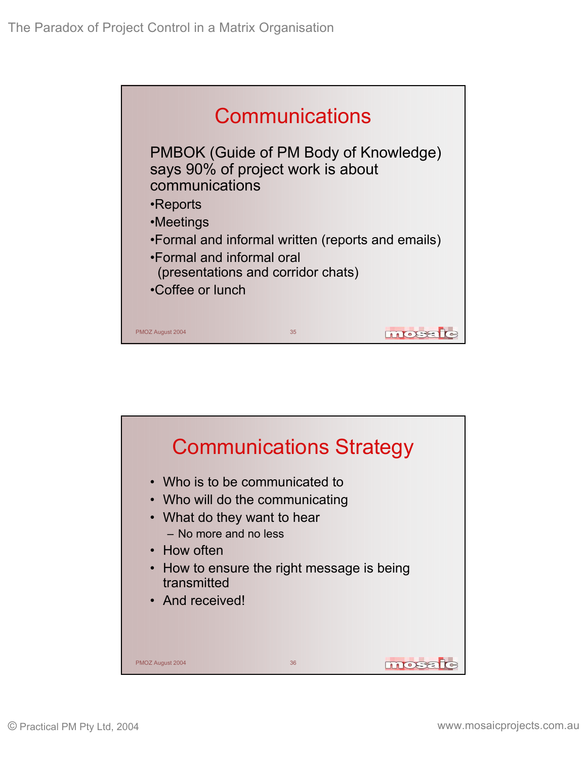## Communications

PMBOK (Guide of PM Body of Knowledge) says 90% of project work is about communications

- Reports
- Meetings
- Formal and informal written (reports and emails)
- Formal and informal oral (presentations and corridor chats)
- Coffee or lunch

## Communications Strategy

- Who is to be communicated to
- Who will do the communicating
- What do they want to hear
  - No more and no less
- How often
- How to ensure the right message is being transmitted
- And received!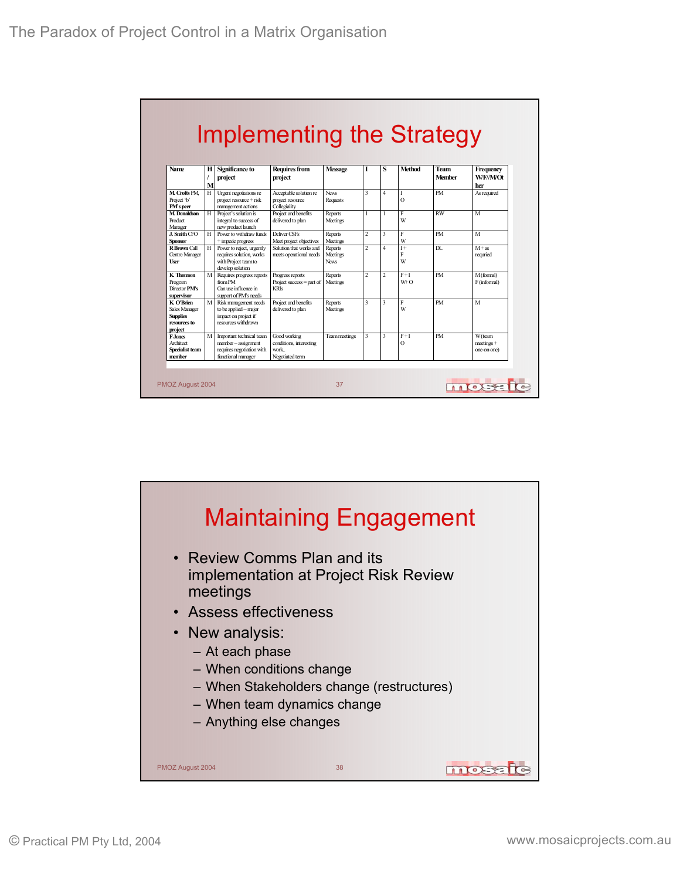## Implementing the Strategy

| Name | H / M | Significance to project | Requires from project | Message | I | S | Method | Team Member | Frequency W/F/M/Other |
|---|---|---|---|---|---|---|---|---|---|
| M. Crofts PM, Project 'b' **PM's peer** | H | Urgent negotiations re project resource + risk management actions | Acceptable solution re project resource Collegiality | News Requests | 3 | 4 | I O | PM | As required |
| **M. Donaldson** Product Manager | H | Project's solution is integral to success of new product launch | Project and benefits delivered to plan | Reports Meetings | 1 | 1 | F W | RW | M |
| **J. Smith** CFO **Sponsor** | H | Power to withdraw funds + impede progress | Deliver CSFs Meet project objectives | Reports Meetings | 2 | 3 | F W | PM | M |
| **R Brown** Call Centre Manager **User** | H | Power to reject, urgently requires solution, works with Project team to develop solution | Solution that works and meets operational needs | Reports Meetings News | 2 | 4 | I + F W | DL | M + as required |
| **K. Thomson** Program Director **PM's supervisor** | M | Requires progress reports from PM Can use influence in support of PM's needs | Progress reports Project success = part of KRIs | Reports Meetings | 2 | 2 | F + I W+ O | PM | M (formal) F (informal) |
| **K. O'Brien** Sales Manager **Supplies resources to project** | M | Risk management needs to be applied – major impact on project if resources withdrawn | Project and benefits delivered to plan | Reports Meetings | 3 | 3 | F W | PM | M |
| **F Jones** Architect **Specialist team member** | M | Important technical team member – assignment requires negotiation with functional manager | Good working conditions, interesting work.. Negotiated term | Team meetings | 3 | 3 | F + I O | PM | W (team meetings + one-on-one) |

PMOZ August 2004

## Maintaining Engagement

- Review Comms Plan and its implementation at Project Risk Review meetings
- Assess effectiveness
- New analysis:
  - At each phase
  - When conditions change
  - When Stakeholders change (restructures)
  - When team dynamics change
  - Anything else changes

PMOZ August 2004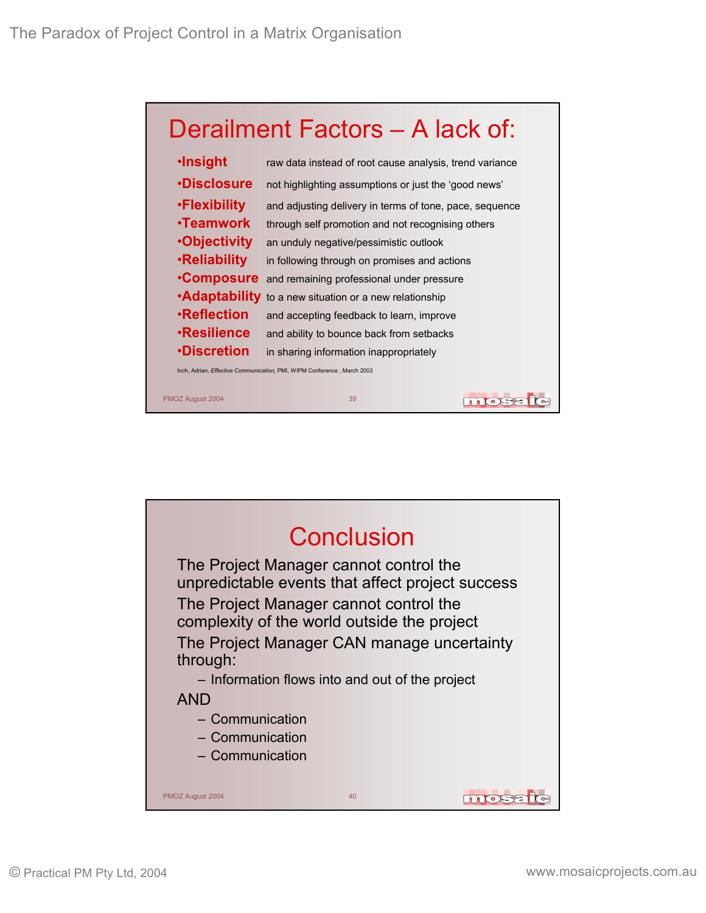## Derailment Factors – A lack of:

- **Insight** raw data instead of root cause analysis, trend variance
- **Disclosure** not highlighting assumptions or just the 'good news'
- **Flexibility** and adjusting delivery in terms of tone, pace, sequence
- **Teamwork** through self promotion and not recognising others
- **Objectivity** an unduly negative/pessimistic outlook
- **Reliability** in following through on promises and actions
- **Composure** and remaining professional under pressure
- **Adaptability** to a new situation or a new relationship
- **Reflection** and accepting feedback to learn, improve
- **Resilience** and ability to bounce back from setbacks
- **Discretion** in sharing information inappropriately

Inch, Adrian, *Effective Communication*, PMI, WIPM Conference , March 2003

PMOZ August 2004 39

## Conclusion

The Project Manager cannot control the unpredictable events that affect project success

The Project Manager cannot control the complexity of the world outside the project

The Project Manager CAN manage uncertainty through:

- Information flows into and out of the project

AND

- Communication
- Communication
- Communication

PMOZ August 2004 40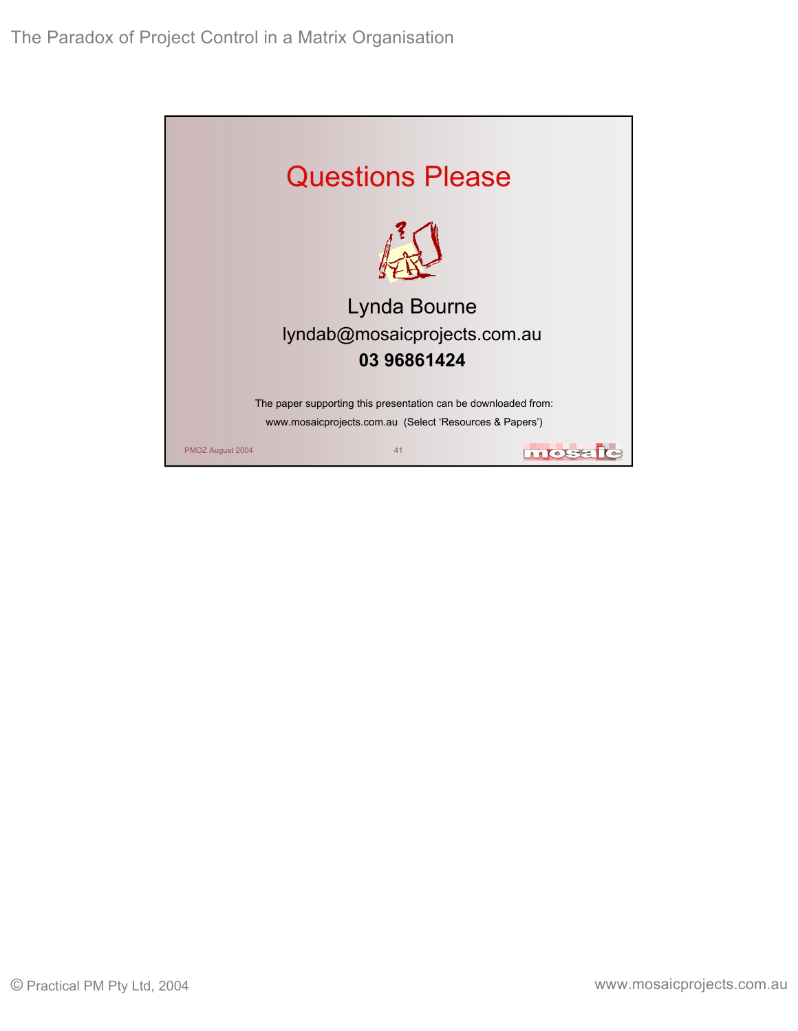## Questions Please

Lynda Bourne

lyndab@mosaicprojects.com.au

**03 96861424**

The paper supporting this presentation can be downloaded from:

www.mosaicprojects.com.au (Select 'Resources & Papers')

PMOZ August 2004